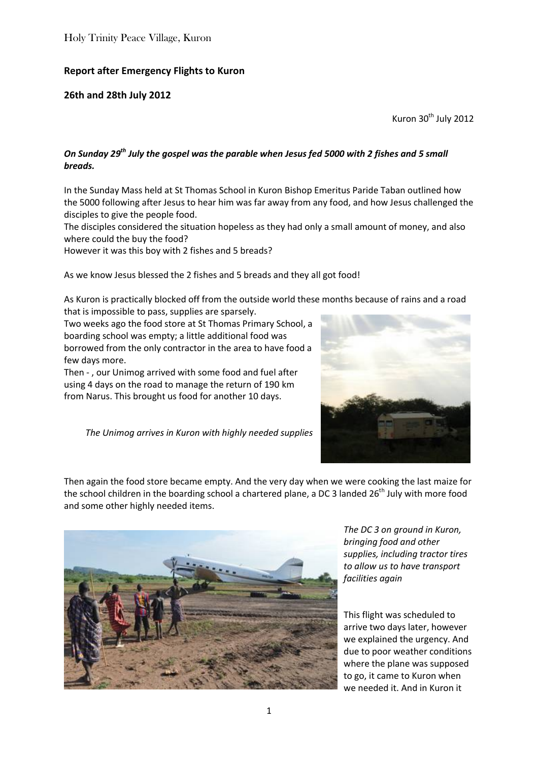## Report after Emergency Flights to Kuron

## 26th and 28th July 2012

Kuron 30th July 2012

***On Sunday 29th July the gospel was the parable when Jesus fed 5000 with 2 fishes and 5 small breads.***

In the Sunday Mass held at St Thomas School in Kuron Bishop Emeritus Paride Taban outlined how the 5000 following after Jesus to hear him was far away from any food, and how Jesus challenged the disciples to give the people food.
The disciples considered the situation hopeless as they had only a small amount of money, and also where could the buy the food?
However it was this boy with 2 fishes and 5 breads?

As we know Jesus blessed the 2 fishes and 5 breads and they all got food!

As Kuron is practically blocked off from the outside world these months because of rains and a road that is impossible to pass, supplies are sparsely.
Two weeks ago the food store at St Thomas Primary School, a boarding school was empty; a little additional food was borrowed from the only contractor in the area to have food a few days more.
Then - , our Unimog arrived with some food and fuel after using 4 days on the road to manage the return of 190 km from Narus. This brought us food for another 10 days.

*The Unimog arrives in Kuron with highly needed supplies*

Then again the food store became empty. And the very day when we were cooking the last maize for the school children in the boarding school a chartered plane, a DC 3 landed 26th July with more food and some other highly needed items.

*The DC 3 on ground in Kuron, bringing food and other supplies, including tractor tires to allow us to have transport facilities again*

This flight was scheduled to arrive two days later, however we explained the urgency. And due to poor weather conditions where the plane was supposed to go, it came to Kuron when we needed it. And in Kuron it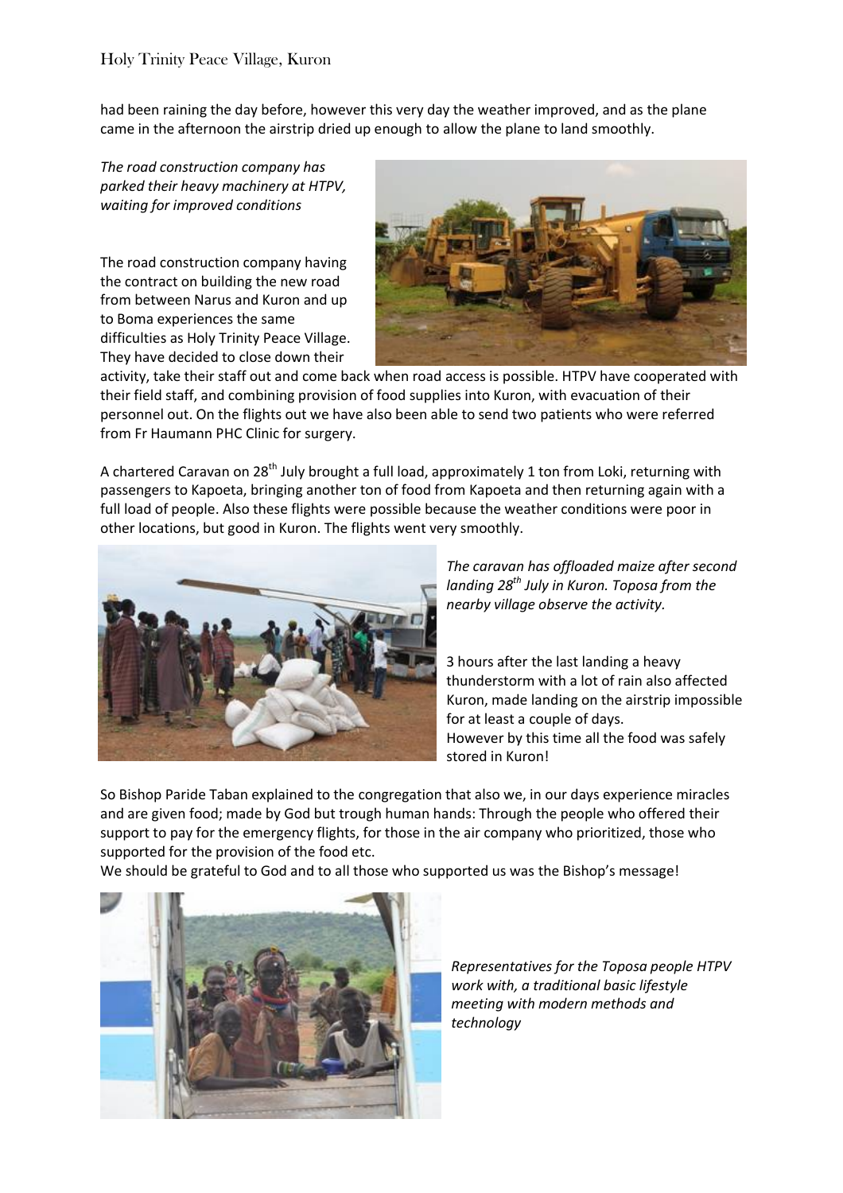had been raining the day before, however this very day the weather improved, and as the plane came in the afternoon the airstrip dried up enough to allow the plane to land smoothly.

*The road construction company has parked their heavy machinery at HTPV, waiting for improved conditions*

The road construction company having the contract on building the new road from between Narus and Kuron and up to Boma experiences the same difficulties as Holy Trinity Peace Village. They have decided to close down their activity, take their staff out and come back when road access is possible. HTPV have cooperated with their field staff, and combining provision of food supplies into Kuron, with evacuation of their personnel out. On the flights out we have also been able to send two patients who were referred from Fr Haumann PHC Clinic for surgery.

A chartered Caravan on 28th July brought a full load, approximately 1 ton from Loki, returning with passengers to Kapoeta, bringing another ton of food from Kapoeta and then returning again with a full load of people. Also these flights were possible because the weather conditions were poor in other locations, but good in Kuron. The flights went very smoothly.

*The caravan has offloaded maize after second landing 28th July in Kuron. Toposa from the nearby village observe the activity.*

3 hours after the last landing a heavy thunderstorm with a lot of rain also affected Kuron, made landing on the airstrip impossible for at least a couple of days.
However by this time all the food was safely stored in Kuron!

So Bishop Paride Taban explained to the congregation that also we, in our days experience miracles and are given food; made by God but trough human hands: Through the people who offered their support to pay for the emergency flights, for those in the air company who prioritized, those who supported for the provision of the food etc.
We should be grateful to God and to all those who supported us was the Bishop's message!

*Representatives for the Toposa people HTPV work with, a traditional basic lifestyle meeting with modern methods and technology*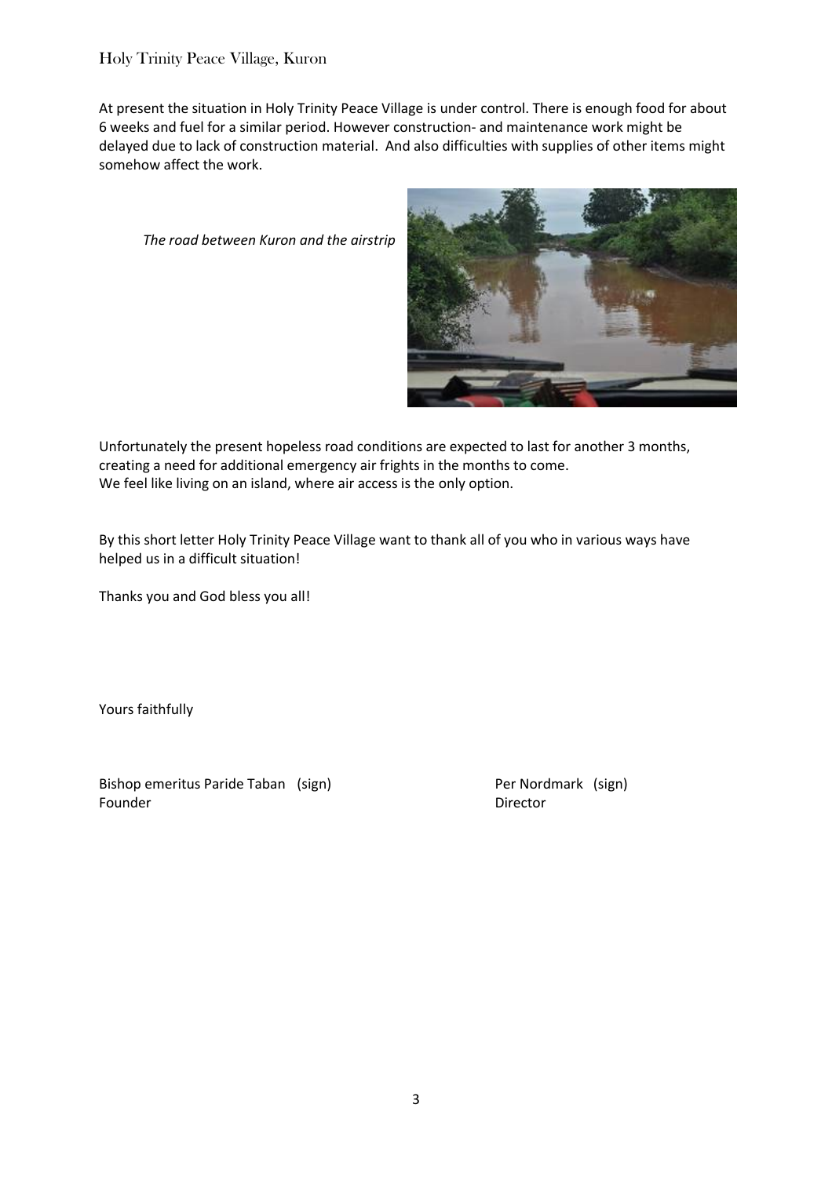At present the situation in Holy Trinity Peace Village is under control. There is enough food for about 6 weeks and fuel for a similar period. However construction- and maintenance work might be delayed due to lack of construction material. And also difficulties with supplies of other items might somehow affect the work.

*The road between Kuron and the airstrip*

Unfortunately the present hopeless road conditions are expected to last for another 3 months, creating a need for additional emergency air frights in the months to come.
We feel like living on an island, where air access is the only option.

By this short letter Holy Trinity Peace Village want to thank all of you who in various ways have helped us in a difficult situation!

Thanks you and God bless you all!

Yours faithfully

Bishop emeritus Paride Taban (sign)
Founder

Per Nordmark (sign)
Director